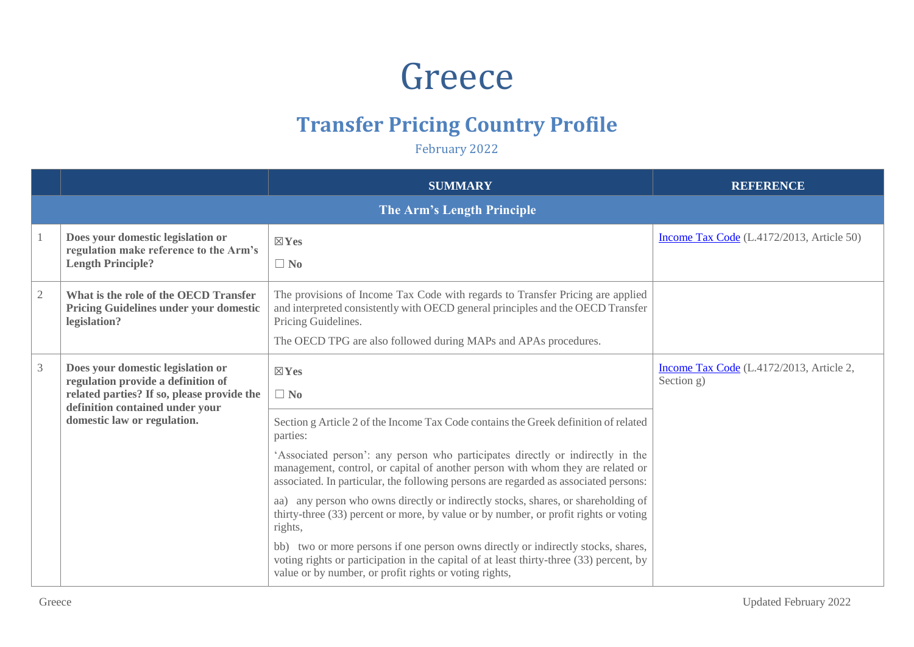# Greece

## Transfer Pricing Country Profile

February 2022

| | | SUMMARY | REFERENCE |
|---|---|---|---|
| **The Arm's Length Principle** | | | |
| 1 | **Does your domestic legislation or regulation make reference to the Arm's Length Principle?** | ☒**Yes**<br>☐ **No** | Income Tax Code (L.4172/2013, Article 50) |
| 2 | **What is the role of the OECD Transfer Pricing Guidelines under your domestic legislation?** | The provisions of Income Tax Code with regards to Transfer Pricing are applied and interpreted consistently with OECD general principles and the OECD Transfer Pricing Guidelines.<br>The OECD TPG are also followed during MAPs and APAs procedures. | |
| 3 | **Does your domestic legislation or regulation provide a definition of related parties? If so, please provide the definition contained under your domestic law or regulation.** | ☒**Yes**<br>☐ **No**<br><br>Section g Article 2 of the Income Tax Code contains the Greek definition of related parties:<br>'Associated person': any person who participates directly or indirectly in the management, control, or capital of another person with whom they are related or associated. In particular, the following persons are regarded as associated persons:<br>aa) any person who owns directly or indirectly stocks, shares, or shareholding of thirty-three (33) percent or more, by value or by number, or profit rights or voting rights,<br>bb) two or more persons if one person owns directly or indirectly stocks, shares, voting rights or participation in the capital of at least thirty-three (33) percent, by value or by number, or profit rights or voting rights, | Income Tax Code (L.4172/2013, Article 2, Section g) |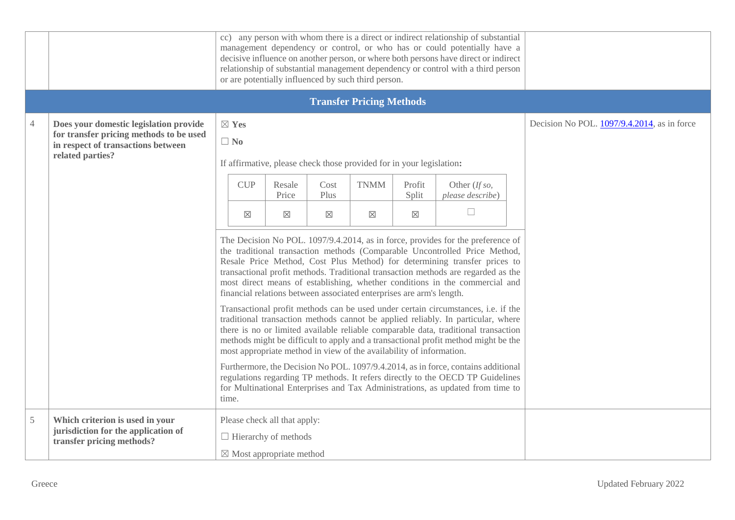| | | | |
|---|---|---|---|
| | | cc) any person with whom there is a direct or indirect relationship of substantial management dependency or control, or who has or could potentially have a decisive influence on another person, or where both persons have direct or indirect relationship of substantial management dependency or control with a third person or are potentially influenced by such third person. | |
| **Transfer Pricing Methods** | | | |
| 4 | **Does your domestic legislation provide for transfer pricing methods to be used in respect of transactions between related parties?** | ☒ **Yes**<br><br>☐ **No**<br><br>If affirmative, please check those provided for in your legislation**:**<br><br>CUP ☒ / Resale Price ☒ / Cost Plus ☒ / TNMM ☒ / Profit Split ☒ / Other (*If so, please describe*) ☐<br><br>The Decision No POL. 1097/9.4.2014, as in force, provides for the preference of the traditional transaction methods (Comparable Uncontrolled Price Method, Resale Price Method, Cost Plus Method) for determining transfer prices to transactional profit methods. Traditional transaction methods are regarded as the most direct means of establishing, whether conditions in the commercial and financial relations between associated enterprises are arm's length.<br><br>Transactional profit methods can be used under certain circumstances, i.e. if the traditional transaction methods cannot be applied reliably. In particular, where there is no or limited available reliable comparable data, traditional transaction methods might be difficult to apply and a transactional profit method might be the most appropriate method in view of the availability of information.<br><br>Furthermore, the Decision No POL. 1097/9.4.2014, as in force, contains additional regulations regarding TP methods. It refers directly to the OECD TP Guidelines for Multinational Enterprises and Tax Administrations, as updated from time to time. | Decision No POL. 1097/9.4.2014, as in force |
| 5 | **Which criterion is used in your jurisdiction for the application of transfer pricing methods?** | Please check all that apply:<br><br>☐ Hierarchy of methods<br><br>☒ Most appropriate method | |

| CUP | Resale Price | Cost Plus | TNMM | Profit Split | Other (*If so, please describe*) |
|---|---|---|---|---|---|
| ☒ | ☒ | ☒ | ☒ | ☒ | ☐ |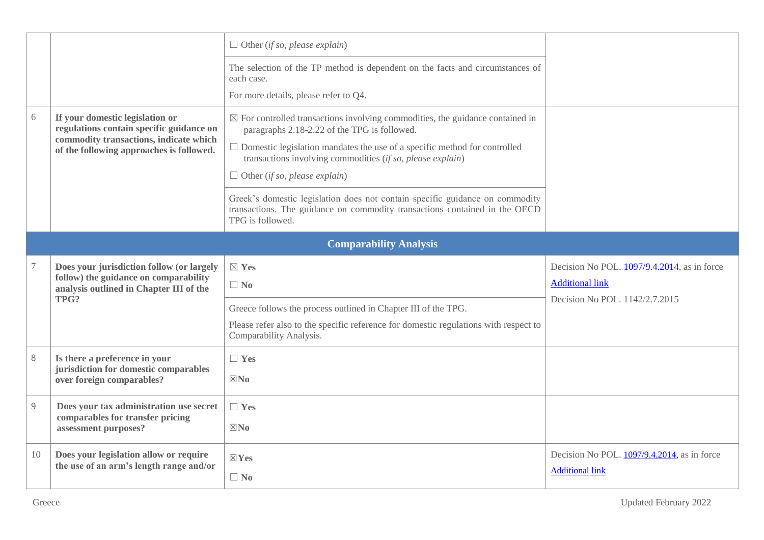| | | | |
|---|---|---|---|
| | | ☐ Other (*if so, please explain*)<br><br>The selection of the TP method is dependent on the facts and circumstances of each case.<br><br>For more details, please refer to Q4. | |
| 6 | **If your domestic legislation or regulations contain specific guidance on commodity transactions, indicate which of the following approaches is followed.** | ☒ For controlled transactions involving commodities, the guidance contained in paragraphs 2.18-2.22 of the TPG is followed.<br><br>☐ Domestic legislation mandates the use of a specific method for controlled transactions involving commodities (*if so, please explain*)<br><br>☐ Other (*if so, please explain*)<br><br>Greek's domestic legislation does not contain specific guidance on commodity transactions. The guidance on commodity transactions contained in the OECD TPG is followed. | |
| **Comparability Analysis** | | | |
| 7 | **Does your jurisdiction follow (or largely follow) the guidance on comparability analysis outlined in Chapter III of the TPG?** | ☒ **Yes**<br><br>☐ **No**<br><br>Greece follows the process outlined in Chapter III of the TPG.<br><br>Please refer also to the specific reference for domestic regulations with respect to Comparability Analysis. | Decision No POL. 1097/9.4.2014, as in force<br><br>Additional link<br><br>Decision No POL. 1142/2.7.2015 |
| 8 | **Is there a preference in your jurisdiction for domestic comparables over foreign comparables?** | ☐ **Yes**<br><br>☒**No** | |
| 9 | **Does your tax administration use secret comparables for transfer pricing assessment purposes?** | ☐ **Yes**<br><br>☒**No** | |
| 10 | **Does your legislation allow or require the use of an arm's length range and/or** | ☒**Yes**<br><br>☐ **No** | Decision No POL. 1097/9.4.2014, as in force<br><br>Additional link |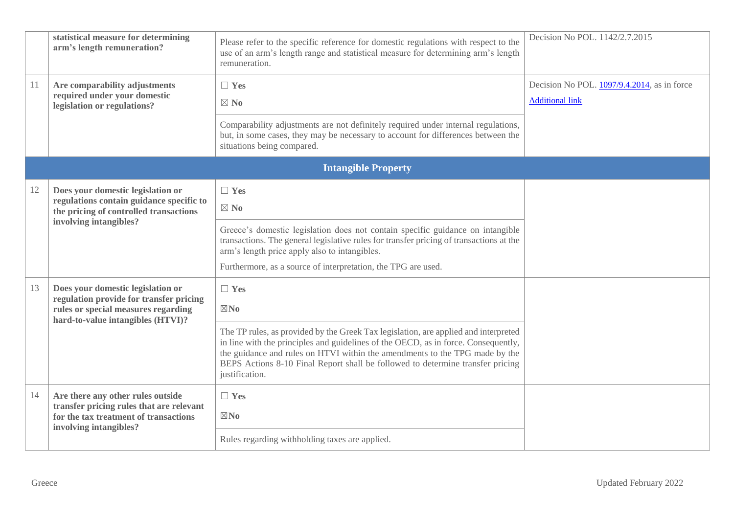| | | | |
|---|---|---|---|
| | **statistical measure for determining arm's length remuneration?** | Please refer to the specific reference for domestic regulations with respect to the use of an arm's length range and statistical measure for determining arm's length remuneration. | Decision No POL. 1142/2.7.2015 |
| 11 | **Are comparability adjustments required under your domestic legislation or regulations?** | ☐ **Yes**<br>☒ **No**<br><br>Comparability adjustments are not definitely required under internal regulations, but, in some cases, they may be necessary to account for differences between the situations being compared. | Decision No POL. 1097/9.4.2014, as in force<br>Additional link |
| | | **Intangible Property** | |
| 12 | **Does your domestic legislation or regulations contain guidance specific to the pricing of controlled transactions involving intangibles?** | ☐ **Yes**<br>☒ **No**<br><br>Greece's domestic legislation does not contain specific guidance on intangible transactions. The general legislative rules for transfer pricing of transactions at the arm's length price apply also to intangibles.<br>Furthermore, as a source of interpretation, the TPG are used. | |
| 13 | **Does your domestic legislation or regulation provide for transfer pricing rules or special measures regarding hard-to-value intangibles (HTVI)?** | ☐ **Yes**<br>☒**No**<br><br>The TP rules, as provided by the Greek Tax legislation, are applied and interpreted in line with the principles and guidelines of the OECD, as in force. Consequently, the guidance and rules on HTVI within the amendments to the TPG made by the BEPS Actions 8-10 Final Report shall be followed to determine transfer pricing justification. | |
| 14 | **Are there any other rules outside transfer pricing rules that are relevant for the tax treatment of transactions involving intangibles?** | ☐ **Yes**<br>☒**No**<br><br>Rules regarding withholding taxes are applied. | |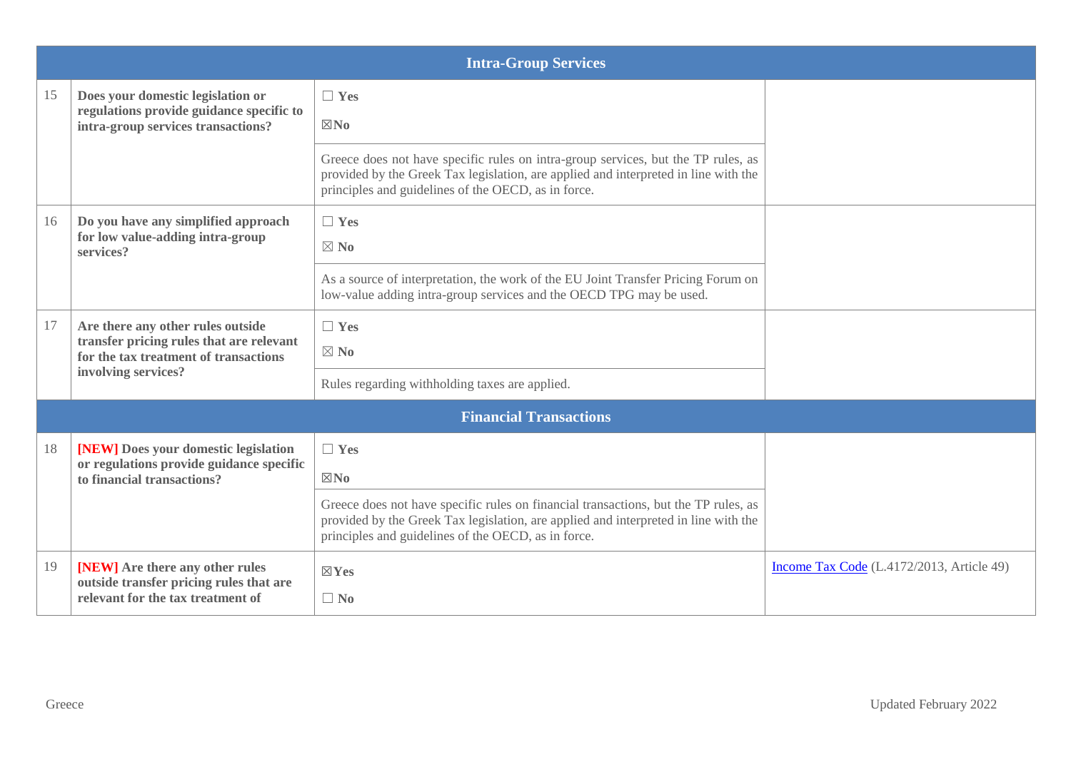| | Intra-Group Services | | |
|---|---|---|---|
| 15 | **Does your domestic legislation or regulations provide guidance specific to intra-group services transactions?** | ☐ **Yes**<br>☒**No**<br><br>Greece does not have specific rules on intra-group services, but the TP rules, as provided by the Greek Tax legislation, are applied and interpreted in line with the principles and guidelines of the OECD, as in force. | |
| 16 | **Do you have any simplified approach for low value-adding intra-group services?** | ☐ **Yes**<br>☒ **No**<br><br>As a source of interpretation, the work of the EU Joint Transfer Pricing Forum on low-value adding intra-group services and the OECD TPG may be used. | |
| 17 | **Are there any other rules outside transfer pricing rules that are relevant for the tax treatment of transactions involving services?** | ☐ **Yes**<br>☒ **No**<br><br>Rules regarding withholding taxes are applied. | |
| | **Financial Transactions** | | |
| 18 | **[NEW] Does your domestic legislation or regulations provide guidance specific to financial transactions?** | ☐ **Yes**<br>☒**No**<br><br>Greece does not have specific rules on financial transactions, but the TP rules, as provided by the Greek Tax legislation, are applied and interpreted in line with the principles and guidelines of the OECD, as in force. | |
| 19 | **[NEW] Are there any other rules outside transfer pricing rules that are relevant for the tax treatment of** | ☒**Yes**<br>☐ **No** | Income Tax Code (L.4172/2013, Article 49) |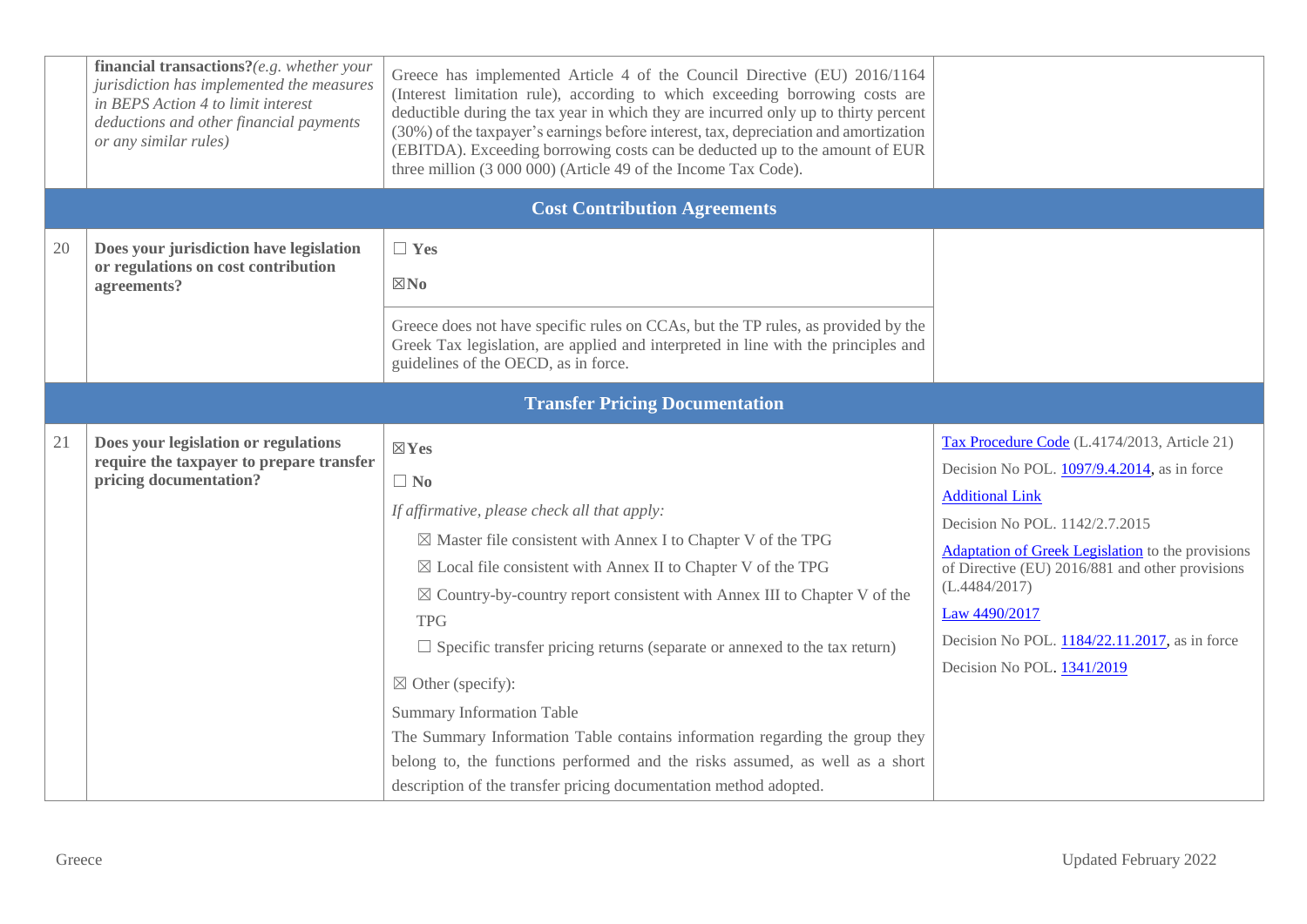| | | | |
|---|---|---|---|
| | **financial transactions?** *(e.g. whether your jurisdiction has implemented the measures in BEPS Action 4 to limit interest deductions and other financial payments or any similar rules)* | Greece has implemented Article 4 of the Council Directive (EU) 2016/1164 (Interest limitation rule), according to which exceeding borrowing costs are deductible during the tax year in which they are incurred only up to thirty percent (30%) of the taxpayer's earnings before interest, tax, depreciation and amortization (EBITDA). Exceeding borrowing costs can be deducted up to the amount of EUR three million (3 000 000) (Article 49 of the Income Tax Code). | |
| | **Cost Contribution Agreements** | | |
| 20 | **Does your jurisdiction have legislation or regulations on cost contribution agreements?** | ☐ **Yes**<br>☒**No**<br><br>Greece does not have specific rules on CCAs, but the TP rules, as provided by the Greek Tax legislation, are applied and interpreted in line with the principles and guidelines of the OECD, as in force. | |
| | **Transfer Pricing Documentation** | | |
| 21 | **Does your legislation or regulations require the taxpayer to prepare transfer pricing documentation?** | ☒**Yes**<br>☐ **No**<br>*If affirmative, please check all that apply:*<br>☒ Master file consistent with Annex I to Chapter V of the TPG<br>☒ Local file consistent with Annex II to Chapter V of the TPG<br>☒ Country-by-country report consistent with Annex III to Chapter V of the TPG<br>☐ Specific transfer pricing returns (separate or annexed to the tax return)<br>☒ Other (specify):<br>Summary Information Table<br>The Summary Information Table contains information regarding the group they belong to, the functions performed and the risks assumed, as well as a short description of the transfer pricing documentation method adopted. | Tax Procedure Code (L.4174/2013, Article 21)<br>Decision No POL. 1097/9.4.2014, as in force<br>Additional Link<br>Decision No POL. 1142/2.7.2015<br>Adaptation of Greek Legislation to the provisions of Directive (EU) 2016/881 and other provisions (L.4484/2017)<br>Law 4490/2017<br>Decision No POL. 1184/22.11.2017, as in force<br>Decision No POL. 1341/2019 |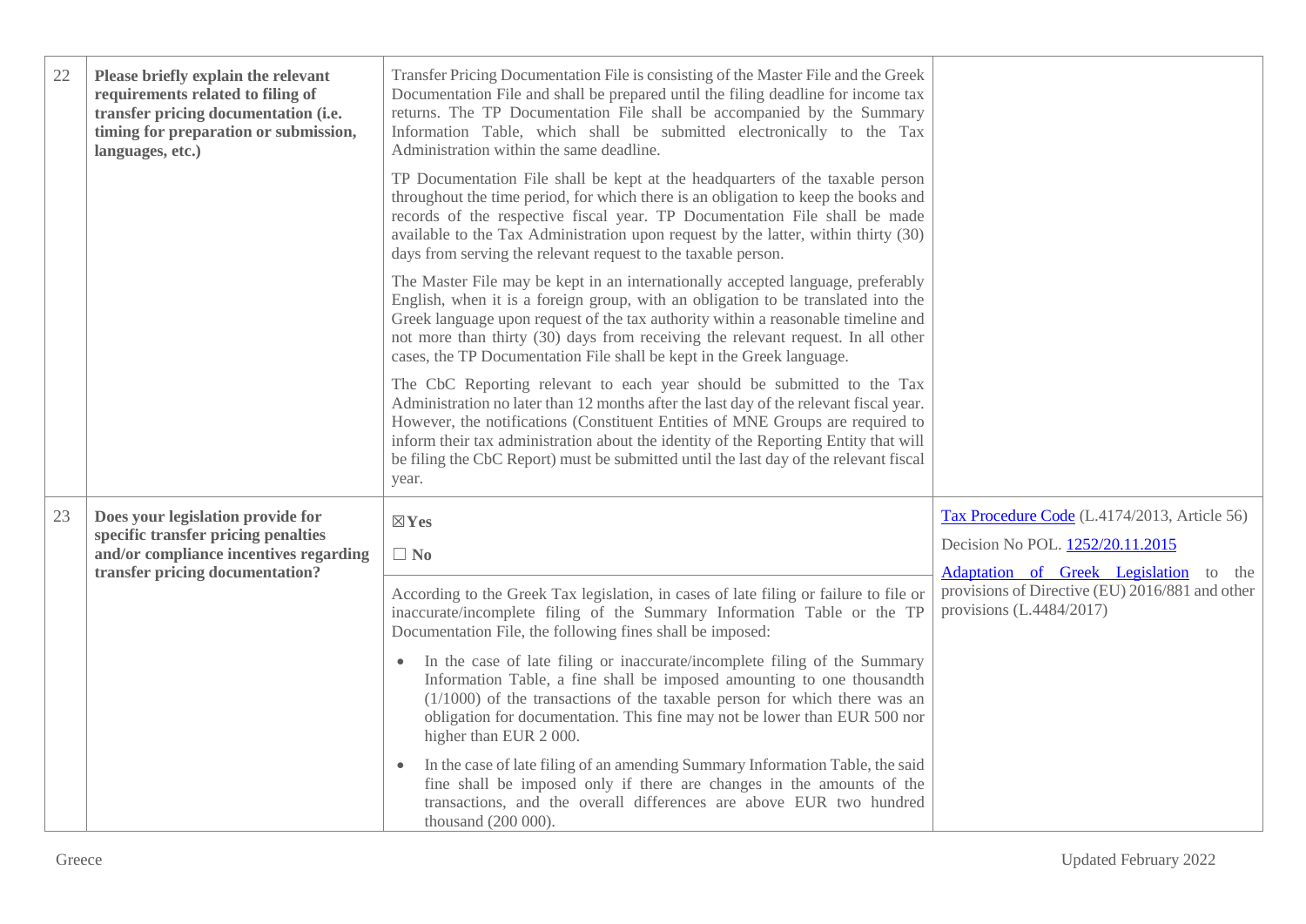| | | | |
|---|---|---|---|
| 22 | **Please briefly explain the relevant requirements related to filing of transfer pricing documentation (i.e. timing for preparation or submission, languages, etc.)** | Transfer Pricing Documentation File is consisting of the Master File and the Greek Documentation File and shall be prepared until the filing deadline for income tax returns. The TP Documentation File shall be accompanied by the Summary Information Table, which shall be submitted electronically to the Tax Administration within the same deadline.<br><br>TP Documentation File shall be kept at the headquarters of the taxable person throughout the time period, for which there is an obligation to keep the books and records of the respective fiscal year. TP Documentation File shall be made available to the Tax Administration upon request by the latter, within thirty (30) days from serving the relevant request to the taxable person.<br><br>The Master File may be kept in an internationally accepted language, preferably English, when it is a foreign group, with an obligation to be translated into the Greek language upon request of the tax authority within a reasonable timeline and not more than thirty (30) days from receiving the relevant request. In all other cases, the TP Documentation File shall be kept in the Greek language.<br><br>The CbC Reporting relevant to each year should be submitted to the Tax Administration no later than 12 months after the last day of the relevant fiscal year. However, the notifications (Constituent Entities of MNE Groups are required to inform their tax administration about the identity of the Reporting Entity that will be filing the CbC Report) must be submitted until the last day of the relevant fiscal year. | |
| 23 | **Does your legislation provide for specific transfer pricing penalties and/or compliance incentives regarding transfer pricing documentation?** | ☒ **Yes**<br><br>☐ **No**<br><br>According to the Greek Tax legislation, in cases of late filing or failure to file or inaccurate/incomplete filing of the Summary Information Table or the TP Documentation File, the following fines shall be imposed:<br><br>• In the case of late filing or inaccurate/incomplete filing of the Summary Information Table, a fine shall be imposed amounting to one thousandth (1/1000) of the transactions of the taxable person for which there was an obligation for documentation. This fine may not be lower than EUR 500 nor higher than EUR 2 000.<br><br>• In the case of late filing of an amending Summary Information Table, the said fine shall be imposed only if there are changes in the amounts of the transactions, and the overall differences are above EUR two hundred thousand (200 000). | Tax Procedure Code (L.4174/2013, Article 56)<br><br>Decision No POL. 1252/20.11.2015<br><br>Adaptation of Greek Legislation to the provisions of Directive (EU) 2016/881 and other provisions (L.4484/2017) |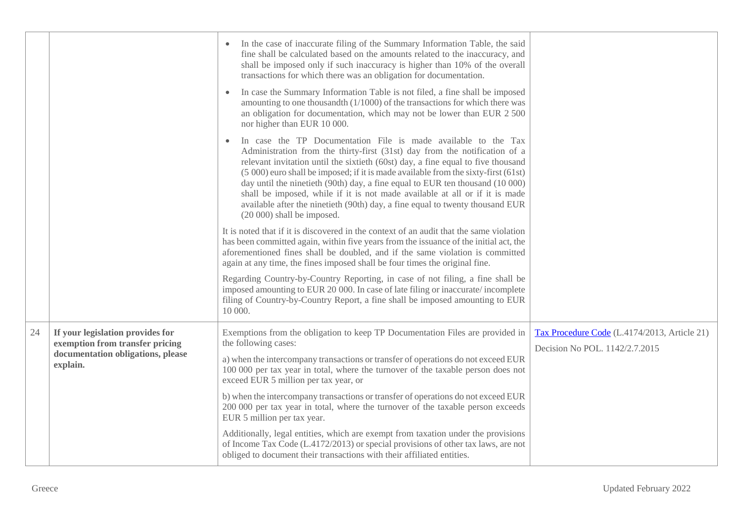| | | | |
|---|---|---|---|
| | | • In the case of inaccurate filing of the Summary Information Table, the said fine shall be calculated based on the amounts related to the inaccuracy, and shall be imposed only if such inaccuracy is higher than 10% of the overall transactions for which there was an obligation for documentation.<br>• In case the Summary Information Table is not filed, a fine shall be imposed amounting to one thousandth (1/1000) of the transactions for which there was an obligation for documentation, which may not be lower than EUR 2 500 nor higher than EUR 10 000.<br>• In case the TP Documentation File is made available to the Tax Administration from the thirty-first (31st) day from the notification of a relevant invitation until the sixtieth (60st) day, a fine equal to five thousand (5 000) euro shall be imposed; if it is made available from the sixty-first (61st) day until the ninetieth (90th) day, a fine equal to EUR ten thousand (10 000) shall be imposed, while if it is not made available at all or if it is made available after the ninetieth (90th) day, a fine equal to twenty thousand EUR (20 000) shall be imposed.<br><br>It is noted that if it is discovered in the context of an audit that the same violation has been committed again, within five years from the issuance of the initial act, the aforementioned fines shall be doubled, and if the same violation is committed again at any time, the fines imposed shall be four times the original fine.<br><br>Regarding Country-by-Country Reporting, in case of not filing, a fine shall be imposed amounting to EUR 20 000. In case of late filing or inaccurate/ incomplete filing of Country-by-Country Report, a fine shall be imposed amounting to EUR 10 000. | |
| 24 | **If your legislation provides for exemption from transfer pricing documentation obligations, please explain.** | Exemptions from the obligation to keep TP Documentation Files are provided in the following cases:<br><br>a) when the intercompany transactions or transfer of operations do not exceed EUR 100 000 per tax year in total, where the turnover of the taxable person does not exceed EUR 5 million per tax year, or<br><br>b) when the intercompany transactions or transfer of operations do not exceed EUR 200 000 per tax year in total, where the turnover of the taxable person exceeds EUR 5 million per tax year.<br><br>Additionally, legal entities, which are exempt from taxation under the provisions of Income Tax Code (L.4172/2013) or special provisions of other tax laws, are not obliged to document their transactions with their affiliated entities. | Tax Procedure Code (L.4174/2013, Article 21)<br><br>Decision No POL. 1142/2.7.2015 |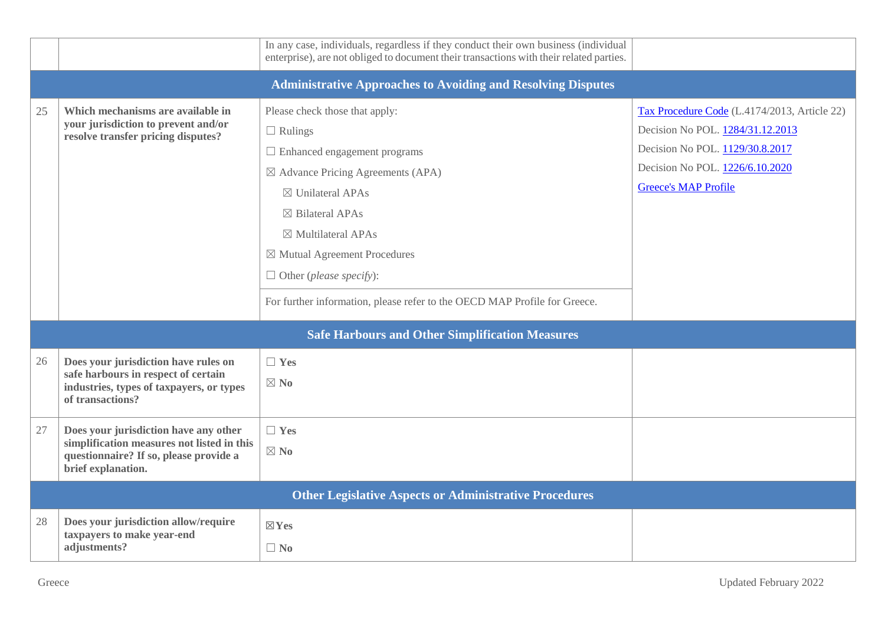| | | | |
|---|---|---|---|
| | | In any case, individuals, regardless if they conduct their own business (individual enterprise), are not obliged to document their transactions with their related parties. | |
| **Administrative Approaches to Avoiding and Resolving Disputes** | | | |
| 25 | **Which mechanisms are available in your jurisdiction to prevent and/or resolve transfer pricing disputes?** | Please check those that apply:<br>☐ Rulings<br>☐ Enhanced engagement programs<br>☒ Advance Pricing Agreements (APA)<br>☒ Unilateral APAs<br>☒ Bilateral APAs<br>☒ Multilateral APAs<br>☒ Mutual Agreement Procedures<br>☐ Other (*please specify*):<br><br>For further information, please refer to the OECD MAP Profile for Greece. | Tax Procedure Code (L.4174/2013, Article 22)<br>Decision No POL. 1284/31.12.2013<br>Decision No POL. 1129/30.8.2017<br>Decision No POL. 1226/6.10.2020<br>Greece's MAP Profile |
| **Safe Harbours and Other Simplification Measures** | | | |
| 26 | **Does your jurisdiction have rules on safe harbours in respect of certain industries, types of taxpayers, or types of transactions?** | ☐ **Yes**<br>☒ **No** | |
| 27 | **Does your jurisdiction have any other simplification measures not listed in this questionnaire? If so, please provide a brief explanation.** | ☐ **Yes**<br>☒ **No** | |
| **Other Legislative Aspects or Administrative Procedures** | | | |
| 28 | **Does your jurisdiction allow/require taxpayers to make year-end adjustments?** | ☒ **Yes**<br>☐ **No** | |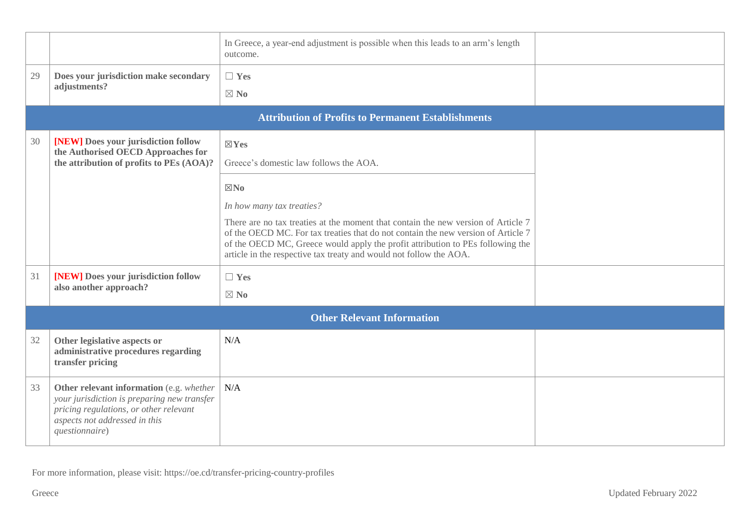| | | | |
|---|---|---|---|
| | | In Greece, a year-end adjustment is possible when this leads to an arm's length outcome. | |
| 29 | **Does your jurisdiction make secondary adjustments?** | ☐ **Yes**<br>☒ **No** | |
| | | **Attribution of Profits to Permanent Establishments** | |
| 30 | **[NEW] Does your jurisdiction follow the Authorised OECD Approaches for the attribution of profits to PEs (AOA)?** | ☒**Yes**<br>Greece's domestic law follows the AOA. | |
| | | ☒**No**<br>*In how many tax treaties?*<br>There are no tax treaties at the moment that contain the new version of Article 7 of the OECD MC. For tax treaties that do not contain the new version of Article 7 of the OECD MC, Greece would apply the profit attribution to PEs following the article in the respective tax treaty and would not follow the AOA. | |
| 31 | **[NEW] Does your jurisdiction follow also another approach?** | ☐ **Yes**<br>☒ **No** | |
| | | **Other Relevant Information** | |
| 32 | **Other legislative aspects or administrative procedures regarding transfer pricing** | N/A | |
| 33 | **Other relevant information** (e.g. *whether your jurisdiction is preparing new transfer pricing regulations, or other relevant aspects not addressed in this questionnaire*) | N/A | |

For more information, please visit: https://oe.cd/transfer-pricing-country-profiles

Greece

Updated February 2022